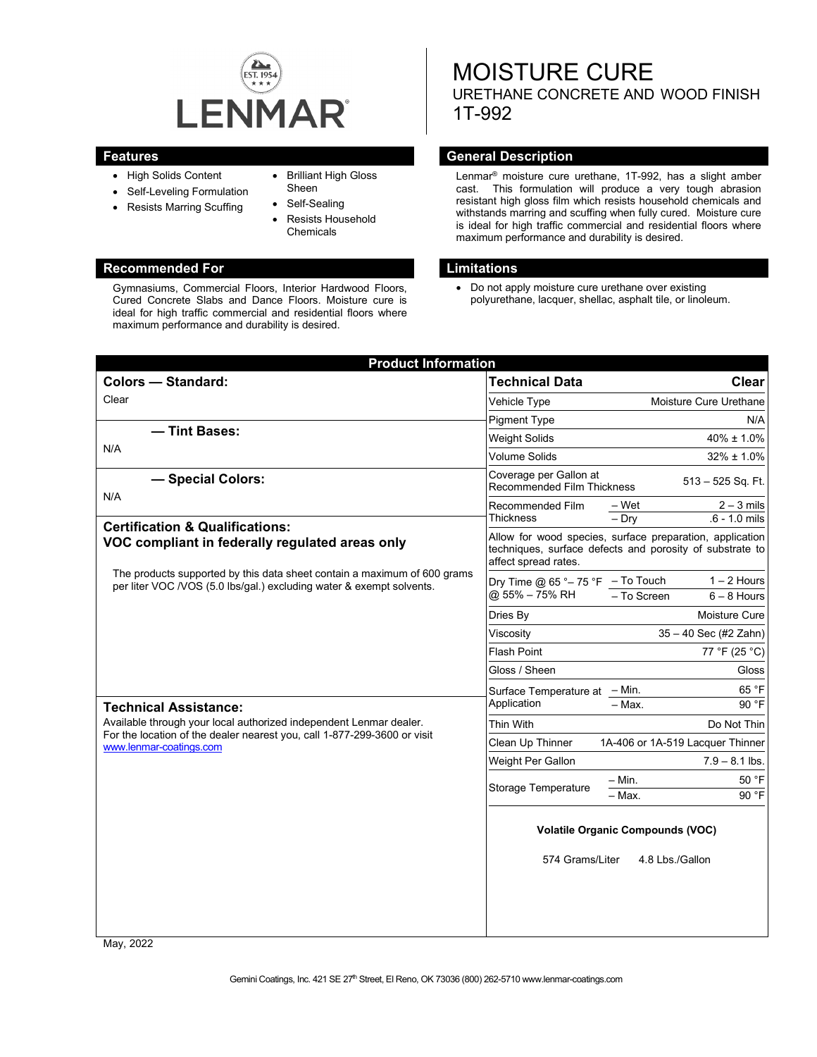# MOISTURE CURE

## URETHANE CONCRETE AND WOOD FINISH

## 1T-992

## Features

- High Solids Content
- Self-Leveling Formulation
- Resists Marring Scuffing
- Brilliant High Gloss Sheen
- Self-Sealing
- Resists Household Chemicals

## General Description

Lenmar® moisture cure urethane, 1T-992, has a slight amber cast. This formulation will produce a very tough abrasion resistant high gloss film which resists household chemicals and withstands marring and scuffing when fully cured. Moisture cure is ideal for high traffic commercial and residential floors where maximum performance and durability is desired.

## Recommended For

Gymnasiums, Commercial Floors, Interior Hardwood Floors, Cured Concrete Slabs and Dance Floors. Moisture cure is ideal for high traffic commercial and residential floors where maximum performance and durability is desired.

## Limitations

- Do not apply moisture cure urethane over existing polyurethane, lacquer, shellac, asphalt tile, or linoleum.

## Product Information

### Colors — Standard:

Clear

### — Tint Bases:

N/A

### — Special Colors:

N/A

### Certification & Qualifications:

**VOC compliant in federally regulated areas only**

The products supported by this data sheet contain a maximum of 600 grams per liter VOC /VOS (5.0 lbs/gal.) excluding water & exempt solvents.

### Technical Assistance:

Available through your local authorized independent Lenmar dealer. For the location of the dealer nearest you, call 1-877-299-3600 or visit www.lenmar-coatings.com

| Technical Data | | Clear |
|---|---|---|
| Vehicle Type | | Moisture Cure Urethane |
| Pigment Type | | N/A |
| Weight Solids | | 40% ± 1.0% |
| Volume Solids | | 32% ± 1.0% |
| Coverage per Gallon at Recommended Film Thickness | | 513 – 525 Sq. Ft. |
| Recommended Film Thickness | – Wet | 2 – 3 mils |
| | – Dry | .6 - 1.0 mils |
| Allow for wood species, surface preparation, application techniques, surface defects and porosity of substrate to affect spread rates. | | |
| Dry Time @ 65 °– 75 °F @ 55% – 75% RH | – To Touch | 1 – 2 Hours |
| | – To Screen | 6 – 8 Hours |
| Dries By | | Moisture Cure |
| Viscosity | | 35 – 40 Sec (#2 Zahn) |
| Flash Point | | 77 °F (25 °C) |
| Gloss / Sheen | | Gloss |
| Surface Temperature at Application | – Min. | 65 °F |
| | – Max. | 90 °F |
| Thin With | | Do Not Thin |
| Clean Up Thinner | | 1A-406 or 1A-519 Lacquer Thinner |
| Weight Per Gallon | | 7.9 – 8.1 lbs. |
| Storage Temperature | – Min. | 50 °F |
| | – Max. | 90 °F |

**Volatile Organic Compounds (VOC)**

574 Grams/Liter 4.8 Lbs./Gallon

May, 2022

Gemini Coatings, Inc. 421 SE 27th Street, El Reno, OK 73036 (800) 262-5710 www.lenmar-coatings.com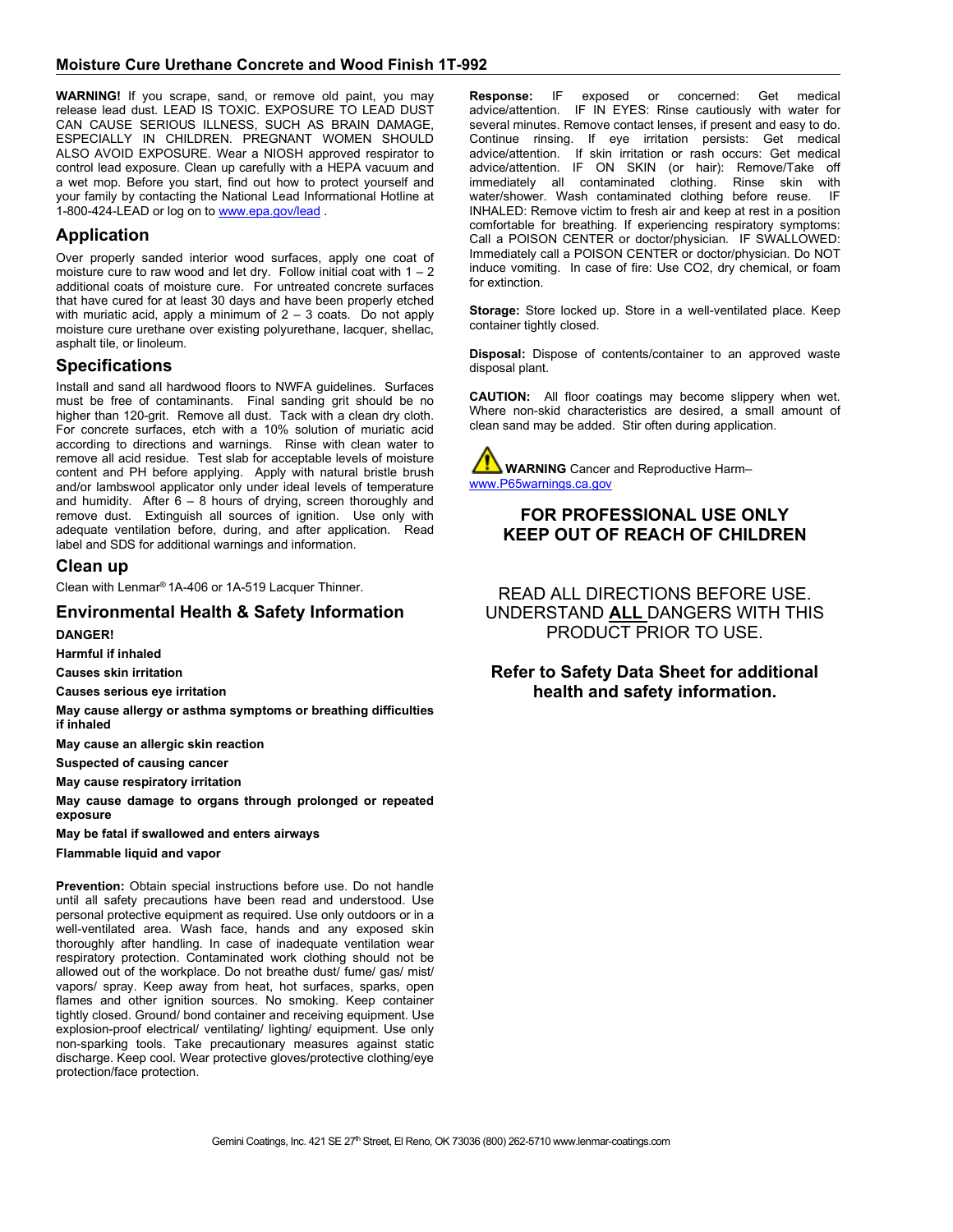# Moisture Cure Urethane Concrete and Wood Finish 1T-992

**WARNING!** If you scrape, sand, or remove old paint, you may release lead dust. LEAD IS TOXIC. EXPOSURE TO LEAD DUST CAN CAUSE SERIOUS ILLNESS, SUCH AS BRAIN DAMAGE, ESPECIALLY IN CHILDREN. PREGNANT WOMEN SHOULD ALSO AVOID EXPOSURE. Wear a NIOSH approved respirator to control lead exposure. Clean up carefully with a HEPA vacuum and a wet mop. Before you start, find out how to protect yourself and your family by contacting the National Lead Informational Hotline at 1-800-424-LEAD or log on to www.epa.gov/lead .

## Application

Over properly sanded interior wood surfaces, apply one coat of moisture cure to raw wood and let dry. Follow initial coat with 1 – 2 additional coats of moisture cure. For untreated concrete surfaces that have cured for at least 30 days and have been properly etched with muriatic acid, apply a minimum of 2 – 3 coats. Do not apply moisture cure urethane over existing polyurethane, lacquer, shellac, asphalt tile, or linoleum.

## Specifications

Install and sand all hardwood floors to NWFA guidelines. Surfaces must be free of contaminants. Final sanding grit should be no higher than 120-grit. Remove all dust. Tack with a clean dry cloth. For concrete surfaces, etch with a 10% solution of muriatic acid according to directions and warnings. Rinse with clean water to remove all acid residue. Test slab for acceptable levels of moisture content and PH before applying. Apply with natural bristle brush and/or lambswool applicator only under ideal levels of temperature and humidity. After 6 – 8 hours of drying, screen thoroughly and remove dust. Extinguish all sources of ignition. Use only with adequate ventilation before, during, and after application. Read label and SDS for additional warnings and information.

## Clean up

Clean with Lenmar® 1A-406 or 1A-519 Lacquer Thinner.

## Environmental Health & Safety Information

**DANGER!**

**Harmful if inhaled**

**Causes skin irritation**

**Causes serious eye irritation**

**May cause allergy or asthma symptoms or breathing difficulties if inhaled**

**May cause an allergic skin reaction**

**Suspected of causing cancer**

**May cause respiratory irritation**

**May cause damage to organs through prolonged or repeated exposure**

**May be fatal if swallowed and enters airways**

**Flammable liquid and vapor**

**Prevention:** Obtain special instructions before use. Do not handle until all safety precautions have been read and understood. Use personal protective equipment as required. Use only outdoors or in a well-ventilated area. Wash face, hands and any exposed skin thoroughly after handling. In case of inadequate ventilation wear respiratory protection. Contaminated work clothing should not be allowed out of the workplace. Do not breathe dust/ fume/ gas/ mist/ vapors/ spray. Keep away from heat, hot surfaces, sparks, open flames and other ignition sources. No smoking. Keep container tightly closed. Ground/ bond container and receiving equipment. Use explosion-proof electrical/ ventilating/ lighting/ equipment. Use only non-sparking tools. Take precautionary measures against static discharge. Keep cool. Wear protective gloves/protective clothing/eye protection/face protection.

**Response:** IF exposed or concerned: Get medical advice/attention. IF IN EYES: Rinse cautiously with water for several minutes. Remove contact lenses, if present and easy to do. Continue rinsing. If eye irritation persists: Get medical advice/attention. If skin irritation or rash occurs: Get medical advice/attention. IF ON SKIN (or hair): Remove/Take off immediately all contaminated clothing. Rinse skin with water/shower. Wash contaminated clothing before reuse. IF INHALED: Remove victim to fresh air and keep at rest in a position comfortable for breathing. If experiencing respiratory symptoms: Call a POISON CENTER or doctor/physician. IF SWALLOWED: Immediately call a POISON CENTER or doctor/physician. Do NOT induce vomiting. In case of fire: Use CO2, dry chemical, or foam for extinction.

**Storage:** Store locked up. Store in a well-ventilated place. Keep container tightly closed.

**Disposal:** Dispose of contents/container to an approved waste disposal plant.

**CAUTION:** All floor coatings may become slippery when wet. Where non-skid characteristics are desired, a small amount of clean sand may be added. Stir often during application.

⚠ **WARNING** Cancer and Reproductive Harm– www.P65warnings.ca.gov

**FOR PROFESSIONAL USE ONLY**
**KEEP OUT OF REACH OF CHILDREN**

READ ALL DIRECTIONS BEFORE USE. UNDERSTAND **ALL** DANGERS WITH THIS PRODUCT PRIOR TO USE.

**Refer to Safety Data Sheet for additional health and safety information.**

Gemini Coatings, Inc. 421 SE 27th Street, El Reno, OK 73036 (800) 262-5710 www.lenmar-coatings.com